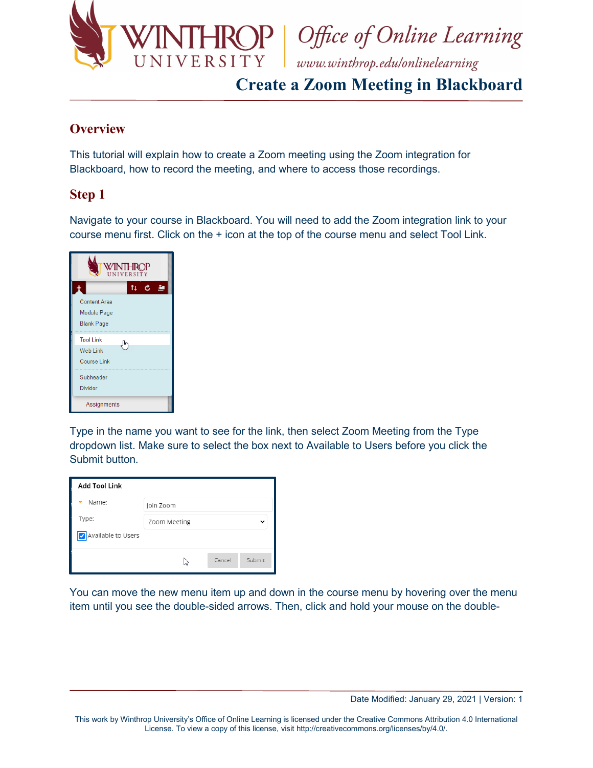# Create a Zoom Meeting in Blackboard

## Overview

This tutorial will explain how to create a Zoom meeting using the Zoom integration for Blackboard, how to record the meeting, and where to access those recordings.

## Step 1

Navigate to your course in Blackboard. You will need to add the Zoom integration link to your course menu first. Click on the + icon at the top of the course menu and select Tool Link.

Type in the name you want to see for the link, then select Zoom Meeting from the Type dropdown list. Make sure to select the box next to Available to Users before you click the Submit button.

You can move the new menu item up and down in the course menu by hovering over the menu item until you see the double-sided arrows. Then, click and hold your mouse on the double-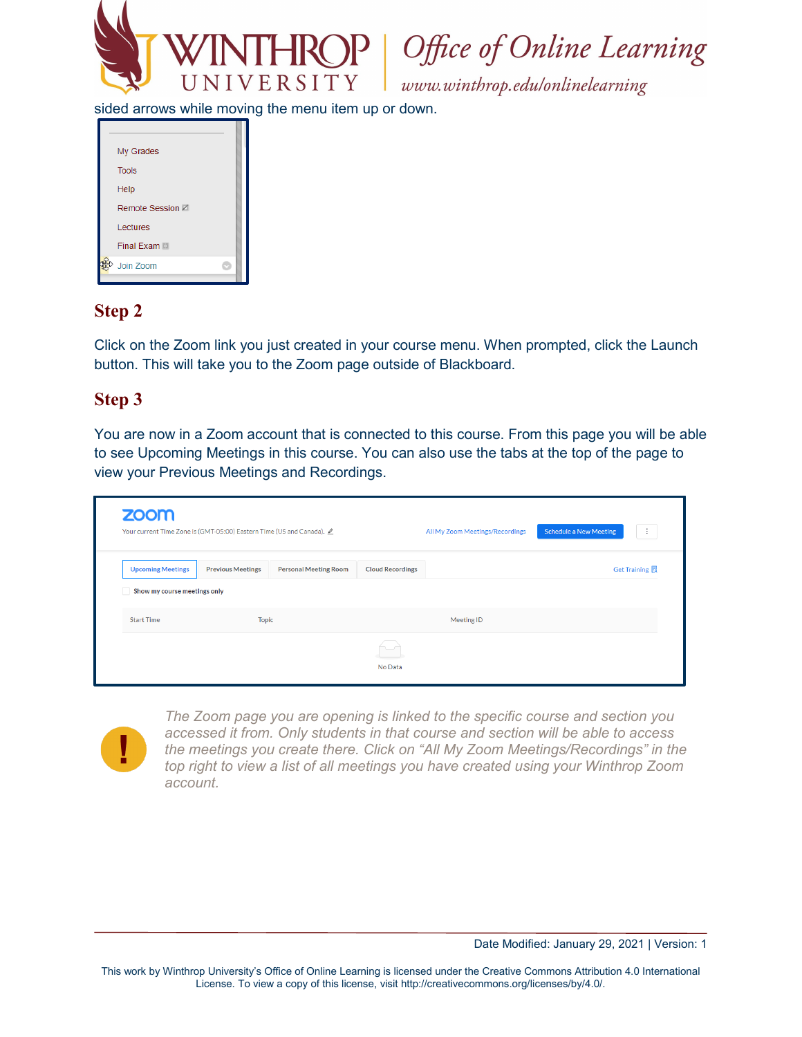sided arrows while moving the menu item up or down.

## Step 2

Click on the Zoom link you just created in your course menu. When prompted, click the Launch button. This will take you to the Zoom page outside of Blackboard.

## Step 3

You are now in a Zoom account that is connected to this course. From this page you will be able to see Upcoming Meetings in this course. You can also use the tabs at the top of the page to view your Previous Meetings and Recordings.

*The Zoom page you are opening is linked to the specific course and section you accessed it from. Only students in that course and section will be able to access the meetings you create there. Click on "All My Zoom Meetings/Recordings" in the top right to view a list of all meetings you have created using your Winthrop Zoom account.*

Date Modified: January 29, 2021 | Version: 1

This work by Winthrop University's Office of Online Learning is licensed under the Creative Commons Attribution 4.0 International License. To view a copy of this license, visit http://creativecommons.org/licenses/by/4.0/.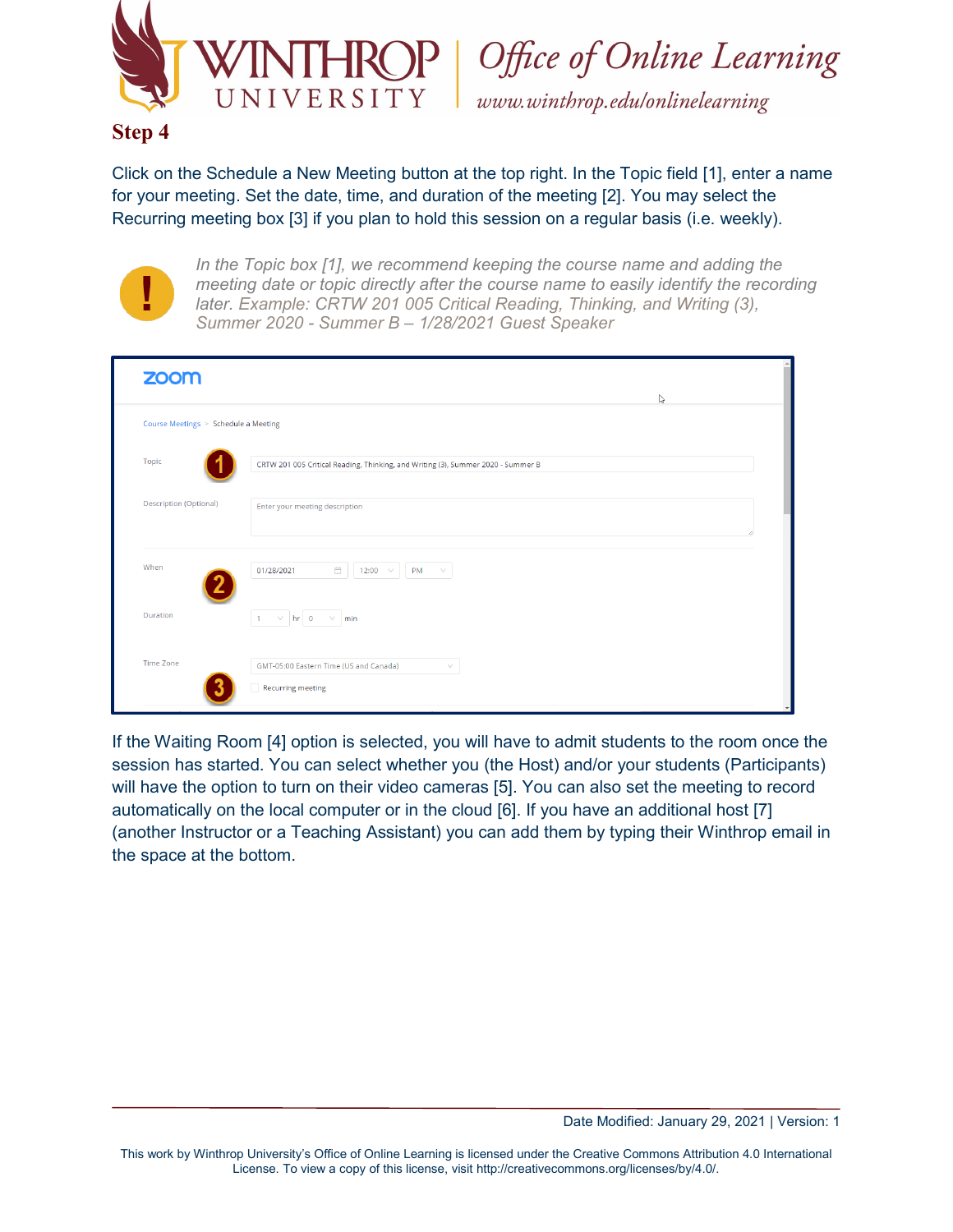## Step 4

Click on the Schedule a New Meeting button at the top right. In the Topic field [1], enter a name for your meeting. Set the date, time, and duration of the meeting [2]. You may select the Recurring meeting box [3] if you plan to hold this session on a regular basis (i.e. weekly).

*In the Topic box [1], we recommend keeping the course name and adding the meeting date or topic directly after the course name to easily identify the recording later. Example: CRTW 201 005 Critical Reading, Thinking, and Writing (3), Summer 2020 - Summer B – 1/28/2021 Guest Speaker*

If the Waiting Room [4] option is selected, you will have to admit students to the room once the session has started. You can select whether you (the Host) and/or your students (Participants) will have the option to turn on their video cameras [5]. You can also set the meeting to record automatically on the local computer or in the cloud [6]. If you have an additional host [7] (another Instructor or a Teaching Assistant) you can add them by typing their Winthrop email in the space at the bottom.

Date Modified: January 29, 2021 | Version: 1

This work by Winthrop University's Office of Online Learning is licensed under the Creative Commons Attribution 4.0 International License. To view a copy of this license, visit http://creativecommons.org/licenses/by/4.0/.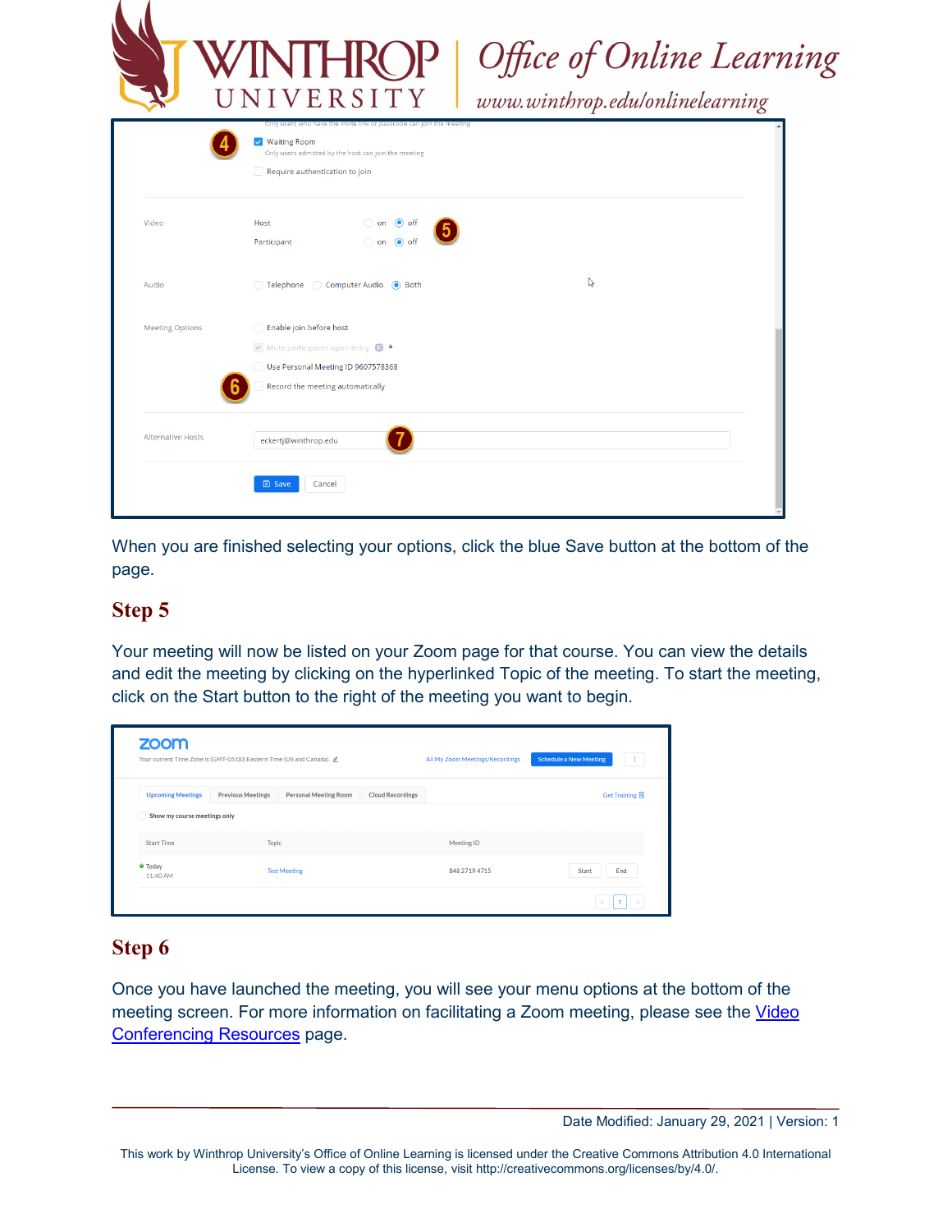When you are finished selecting your options, click the blue Save button at the bottom of the page.

## Step 5

Your meeting will now be listed on your Zoom page for that course. You can view the details and edit the meeting by clicking on the hyperlinked Topic of the meeting. To start the meeting, click on the Start button to the right of the meeting you want to begin.

## Step 6

Once you have launched the meeting, you will see your menu options at the bottom of the meeting screen. For more information on facilitating a Zoom meeting, please see the [Video Conferencing Resources]() page.

Date Modified: January 29, 2021 | Version: 1

This work by Winthrop University's Office of Online Learning is licensed under the Creative Commons Attribution 4.0 International License. To view a copy of this license, visit http://creativecommons.org/licenses/by/4.0/.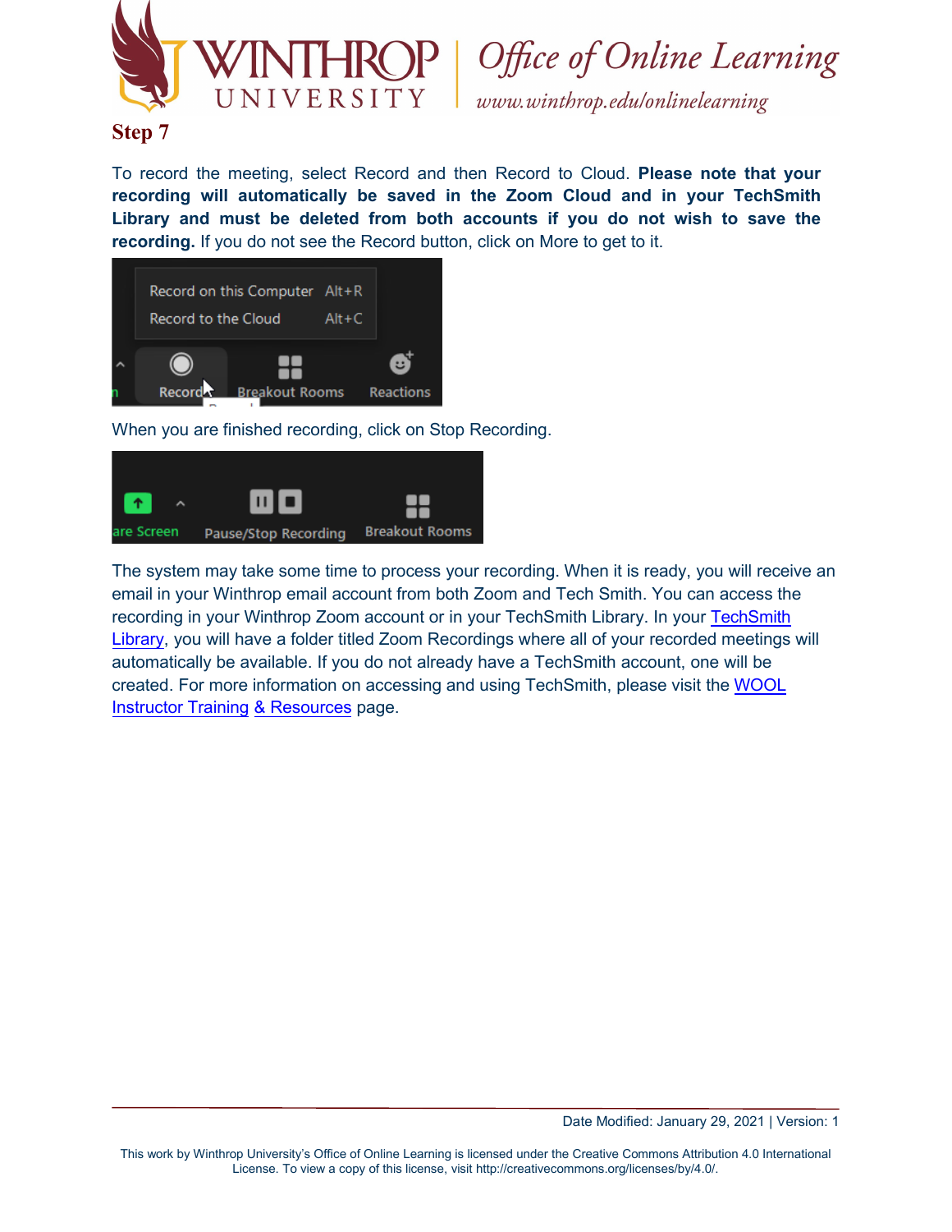## Step 7

To record the meeting, select Record and then Record to Cloud. **Please note that your recording will automatically be saved in the Zoom Cloud and in your TechSmith Library and must be deleted from both accounts if you do not wish to save the recording.** If you do not see the Record button, click on More to get to it.

When you are finished recording, click on Stop Recording.

The system may take some time to process your recording. When it is ready, you will receive an email in your Winthrop email account from both Zoom and Tech Smith. You can access the recording in your Winthrop Zoom account or in your TechSmith Library. In your TechSmith Library, you will have a folder titled Zoom Recordings where all of your recorded meetings will automatically be available. If you do not already have a TechSmith account, one will be created. For more information on accessing and using TechSmith, please visit the WOOL Instructor Training & Resources page.

Date Modified: January 29, 2021 | Version: 1

This work by Winthrop University's Office of Online Learning is licensed under the Creative Commons Attribution 4.0 International License. To view a copy of this license, visit http://creativecommons.org/licenses/by/4.0/.